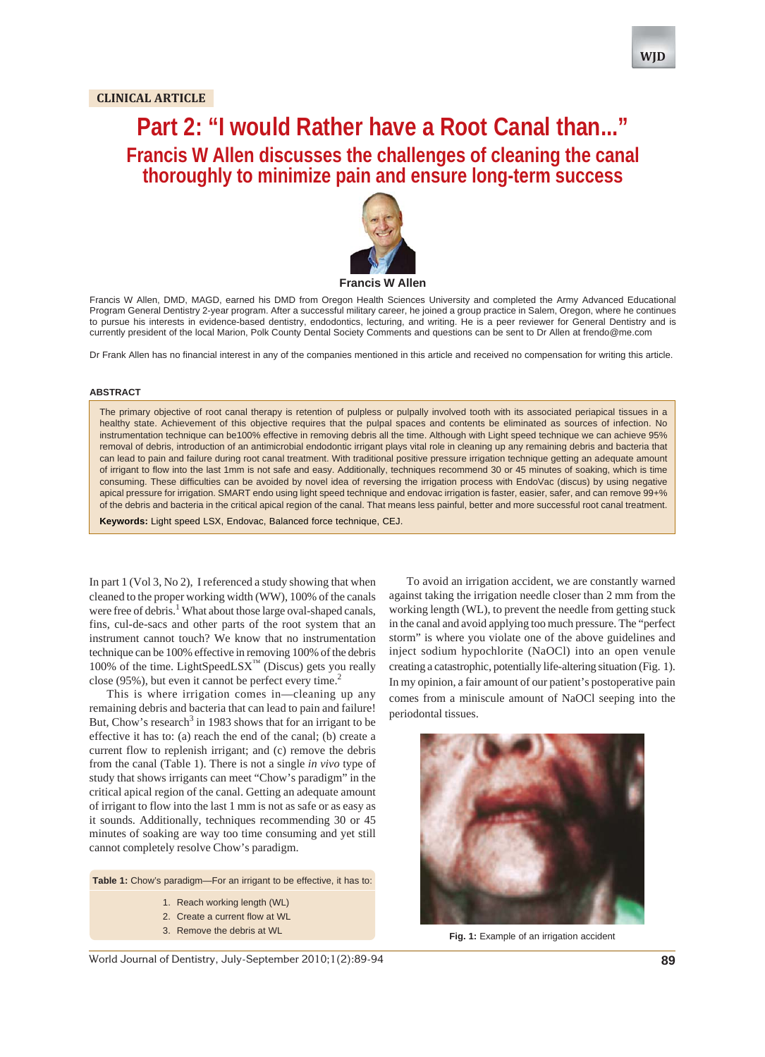CLINICAL ARTICLE

# Part 2: "I would Rather have a Root Canal than..."

## Francis W Allen discusses the challenges of cleaning the canal thoroughly to minimize pain and ensure long-term success

**Francis W Allen**

Francis W Allen, DMD, MAGD, earned his DMD from Oregon Health Sciences University and completed the Army Advanced Educational Program General Dentistry 2-year program. After a successful military career, he joined a group practice in Salem, Oregon, where he continues to pursue his interests in evidence-based dentistry, endodontics, lecturing, and writing. He is a peer reviewer for General Dentistry and is currently president of the local Marion, Polk County Dental Society Comments and questions can be sent to Dr Allen at frendo@me.com

Dr Frank Allen has no financial interest in any of the companies mentioned in this article and received no compensation for writing this article.

### ABSTRACT

The primary objective of root canal therapy is retention of pulpless or pulpally involved tooth with its associated periapical tissues in a healthy state. Achievement of this objective requires that the pulpal spaces and contents be eliminated as sources of infection. No instrumentation technique can be100% effective in removing debris all the time. Although with Light speed technique we can achieve 95% removal of debris, introduction of an antimicrobial endodontic irrigant plays vital role in cleaning up any remaining debris and bacteria that can lead to pain and failure during root canal treatment. With traditional positive pressure irrigation technique getting an adequate amount of irrigant to flow into the last 1mm is not safe and easy. Additionally, techniques recommend 30 or 45 minutes of soaking, which is time consuming. These difficulties can be avoided by novel idea of reversing the irrigation process with EndoVac (discus) by using negative apical pressure for irrigation. SMART endo using light speed technique and endovac irrigation is faster, easier, safer, and can remove 99+% of the debris and bacteria in the critical apical region of the canal. That means less painful, better and more successful root canal treatment.

**Keywords:** Light speed LSX, Endovac, Balanced force technique, CEJ.

In part 1 (Vol 3, No 2), I referenced a study showing that when cleaned to the proper working width (WW), 100% of the canals were free of debris.[1] What about those large oval-shaped canals, fins, cul-de-sacs and other parts of the root system that an instrument cannot touch? We know that no instrumentation technique can be 100% effective in removing 100% of the debris 100% of the time. LightSpeedLSX™ (Discus) gets you really close (95%), but even it cannot be perfect every time.[2]

This is where irrigation comes in—cleaning up any remaining debris and bacteria that can lead to pain and failure! But, Chow's research[3] in 1983 shows that for an irrigant to be effective it has to: (a) reach the end of the canal; (b) create a current flow to replenish irrigant; and (c) remove the debris from the canal (Table 1). There is not a single *in vivo* type of study that shows irrigants can meet "Chow's paradigm" in the critical apical region of the canal. Getting an adequate amount of irrigant to flow into the last 1 mm is not as safe or as easy as it sounds. Additionally, techniques recommending 30 or 45 minutes of soaking are way too time consuming and yet still cannot completely resolve Chow's paradigm.

**Table 1:** Chow's paradigm—For an irrigant to be effective, it has to:

1. Reach working length (WL)
2. Create a current flow at WL
3. Remove the debris at WL

To avoid an irrigation accident, we are constantly warned against taking the irrigation needle closer than 2 mm from the working length (WL), to prevent the needle from getting stuck in the canal and avoid applying too much pressure. The "perfect storm" is where you violate one of the above guidelines and inject sodium hypochlorite (NaOCl) into an open venule creating a catastrophic, potentially life-altering situation (Fig. 1). In my opinion, a fair amount of our patient's postoperative pain comes from a miniscule amount of NaOCl seeping into the periodontal tissues.

**Fig. 1:** Example of an irrigation accident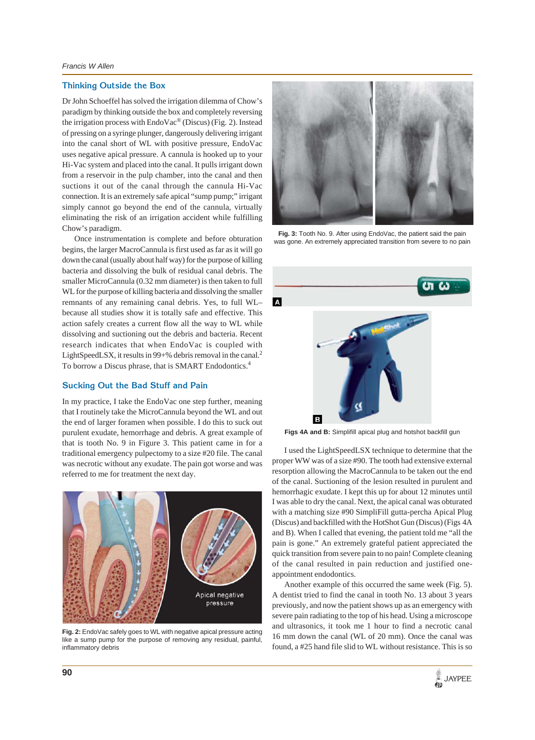## Thinking Outside the Box

Dr John Schoeffel has solved the irrigation dilemma of Chow's paradigm by thinking outside the box and completely reversing the irrigation process with EndoVac® (Discus) (Fig. 2). Instead of pressing on a syringe plunger, dangerously delivering irrigant into the canal short of WL with positive pressure, EndoVac uses negative apical pressure. A cannula is hooked up to your Hi-Vac system and placed into the canal. It pulls irrigant down from a reservoir in the pulp chamber, into the canal and then suctions it out of the canal through the cannula Hi-Vac connection. It is an extremely safe apical "sump pump;" irrigant simply cannot go beyond the end of the cannula, virtually eliminating the risk of an irrigation accident while fulfilling Chow's paradigm.

Once instrumentation is complete and before obturation begins, the larger MacroCannula is first used as far as it will go down the canal (usually about half way) for the purpose of killing bacteria and dissolving the bulk of residual canal debris. The smaller MicroCannula (0.32 mm diameter) is then taken to full WL for the purpose of killing bacteria and dissolving the smaller remnants of any remaining canal debris. Yes, to full WL–because all studies show it is totally safe and effective. This action safely creates a current flow all the way to WL while dissolving and suctioning out the debris and bacteria. Recent research indicates that when EndoVac is coupled with LightSpeedLSX, it results in 99+% debris removal in the canal.[2] To borrow a Discus phrase, that is SMART Endodontics.[4]

## Sucking Out the Bad Stuff and Pain

In my practice, I take the EndoVac one step further, meaning that I routinely take the MicroCannula beyond the WL and out the end of larger foramen when possible. I do this to suck out purulent exudate, hemorrhage and debris. A great example of that is tooth No. 9 in Figure 3. This patient came in for a traditional emergency pulpectomy to a size #20 file. The canal was necrotic without any exudate. The pain got worse and was referred to me for treatment the next day.

Apical negative pressure

**Fig. 2:** EndoVac safely goes to WL with negative apical pressure acting like a sump pump for the purpose of removing any residual, painful, inflammatory debris

**Fig. 3:** Tooth No. 9. After using EndoVac, the patient said the pain was gone. An extremely appreciated transition from severe to no pain

**Figs 4A and B:** Simplifill apical plug and hotshot backfill gun

I used the LightSpeedLSX technique to determine that the proper WW was of a size #90. The tooth had extensive external resorption allowing the MacroCannula to be taken out the end of the canal. Suctioning of the lesion resulted in purulent and hemorrhagic exudate. I kept this up for about 12 minutes until I was able to dry the canal. Next, the apical canal was obturated with a matching size #90 SimpliFill gutta-percha Apical Plug (Discus) and backfilled with the HotShot Gun (Discus) (Figs 4A and B). When I called that evening, the patient told me "all the pain is gone." An extremely grateful patient appreciated the quick transition from severe pain to no pain! Complete cleaning of the canal resulted in pain reduction and justified one-appointment endodontics.

Another example of this occurred the same week (Fig. 5). A dentist tried to find the canal in tooth No. 13 about 3 years previously, and now the patient shows up as an emergency with severe pain radiating to the top of his head. Using a microscope and ultrasonics, it took me 1 hour to find a necrotic canal 16 mm down the canal (WL of 20 mm). Once the canal was found, a #25 hand file slid to WL without resistance. This is so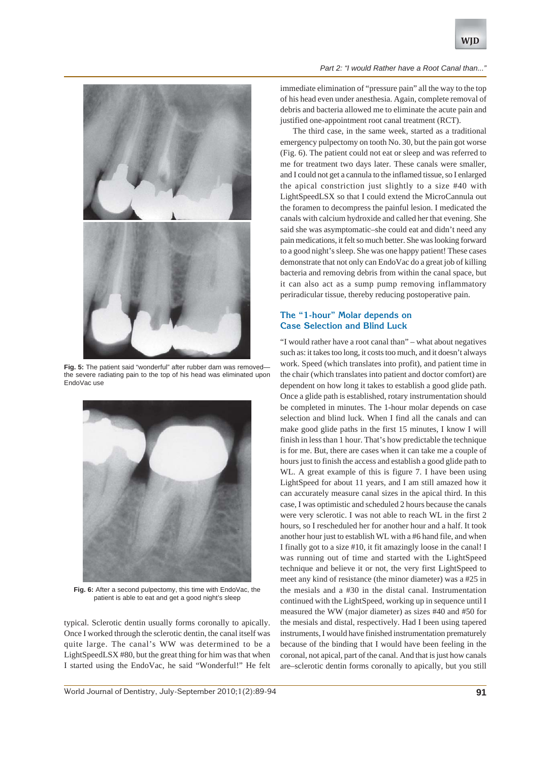Fig. 5: The patient said "wonderful" after rubber dam was removed—the severe radiating pain to the top of his head was eliminated upon EndoVac use

Fig. 6: After a second pulpectomy, this time with EndoVac, the patient is able to eat and get a good night's sleep

typical. Sclerotic dentin usually forms coronally to apically. Once I worked through the sclerotic dentin, the canal itself was quite large. The canal's WW was determined to be a LightSpeedLSX #80, but the great thing for him was that when I started using the EndoVac, he said "Wonderful!" He felt immediate elimination of "pressure pain" all the way to the top of his head even under anesthesia. Again, complete removal of debris and bacteria allowed me to eliminate the acute pain and justified one-appointment root canal treatment (RCT).

The third case, in the same week, started as a traditional emergency pulpectomy on tooth No. 30, but the pain got worse (Fig. 6). The patient could not eat or sleep and was referred to me for treatment two days later. These canals were smaller, and I could not get a cannula to the inflamed tissue, so I enlarged the apical constriction just slightly to a size #40 with LightSpeedLSX so that I could extend the MicroCannula out the foramen to decompress the painful lesion. I medicated the canals with calcium hydroxide and called her that evening. She said she was asymptomatic–she could eat and didn't need any pain medications, it felt so much better. She was looking forward to a good night's sleep. She was one happy patient! These cases demonstrate that not only can EndoVac do a great job of killing bacteria and removing debris from within the canal space, but it can also act as a sump pump removing inflammatory periradicular tissue, thereby reducing postoperative pain.

## The "1-hour" Molar depends on Case Selection and Blind Luck

"I would rather have a root canal than" – what about negatives such as: it takes too long, it costs too much, and it doesn't always work. Speed (which translates into profit), and patient time in the chair (which translates into patient and doctor comfort) are dependent on how long it takes to establish a good glide path. Once a glide path is established, rotary instrumentation should be completed in minutes. The 1-hour molar depends on case selection and blind luck. When I find all the canals and can make good glide paths in the first 15 minutes, I know I will finish in less than 1 hour. That's how predictable the technique is for me. But, there are cases when it can take me a couple of hours just to finish the access and establish a good glide path to WL. A great example of this is figure 7. I have been using LightSpeed for about 11 years, and I am still amazed how it can accurately measure canal sizes in the apical third. In this case, I was optimistic and scheduled 2 hours because the canals were very sclerotic. I was not able to reach WL in the first 2 hours, so I rescheduled her for another hour and a half. It took another hour just to establish WL with a #6 hand file, and when I finally got to a size #10, it fit amazingly loose in the canal! I was running out of time and started with the LightSpeed technique and believe it or not, the very first LightSpeed to meet any kind of resistance (the minor diameter) was a #25 in the mesials and a #30 in the distal canal. Instrumentation continued with the LightSpeed, working up in sequence until I measured the WW (major diameter) as sizes #40 and #50 for the mesials and distal, respectively. Had I been using tapered instruments, I would have finished instrumentation prematurely because of the binding that I would have been feeling in the coronal, not apical, part of the canal. And that is just how canals are–sclerotic dentin forms coronally to apically, but you still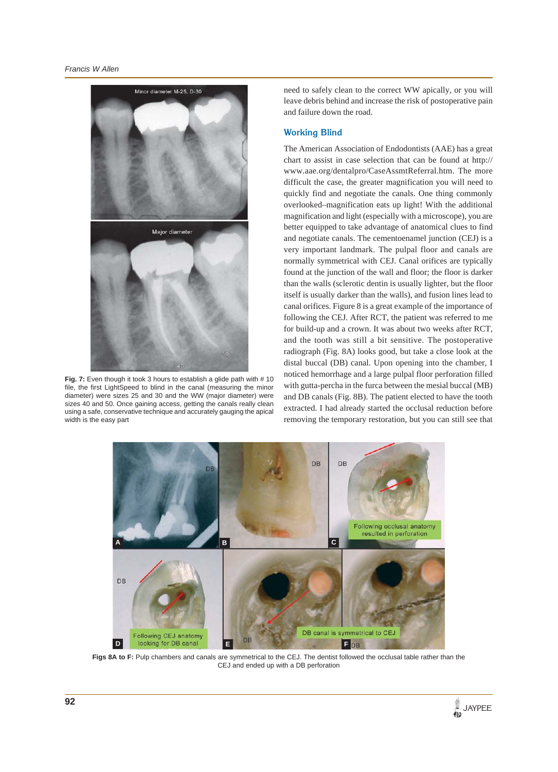Fig. 7: Even though it took 3 hours to establish a glide path with # 10 file, the first LightSpeed to blind in the canal (measuring the minor diameter) were sizes 25 and 30 and the WW (major diameter) were sizes 40 and 50. Once gaining access, getting the canals really clean using a safe, conservative technique and accurately gauging the apical width is the easy part

need to safely clean to the correct WW apically, or you will leave debris behind and increase the risk of postoperative pain and failure down the road.

## Working Blind

The American Association of Endodontists (AAE) has a great chart to assist in case selection that can be found at http://www.aae.org/dentalpro/CaseAssmtReferral.htm. The more difficult the case, the greater magnification you will need to quickly find and negotiate the canals. One thing commonly overlooked–magnification eats up light! With the additional magnification and light (especially with a microscope), you are better equipped to take advantage of anatomical clues to find and negotiate canals. The cementoenamel junction (CEJ) is a very important landmark. The pulpal floor and canals are normally symmetrical with CEJ. Canal orifices are typically found at the junction of the wall and floor; the floor is darker than the walls (sclerotic dentin is usually lighter, but the floor itself is usually darker than the walls), and fusion lines lead to canal orifices. Figure 8 is a great example of the importance of following the CEJ. After RCT, the patient was referred to me for build-up and a crown. It was about two weeks after RCT, and the tooth was still a bit sensitive. The postoperative radiograph (Fig. 8A) looks good, but take a close look at the distal buccal (DB) canal. Upon opening into the chamber, I noticed hemorrhage and a large pulpal floor perforation filled with gutta-percha in the furca between the mesial buccal (MB) and DB canals (Fig. 8B). The patient elected to have the tooth extracted. I had already started the occlusal reduction before removing the temporary restoration, but you can still see that

Figs 8A to F: Pulp chambers and canals are symmetrical to the CEJ. The dentist followed the occlusal table rather than the CEJ and ended up with a DB perforation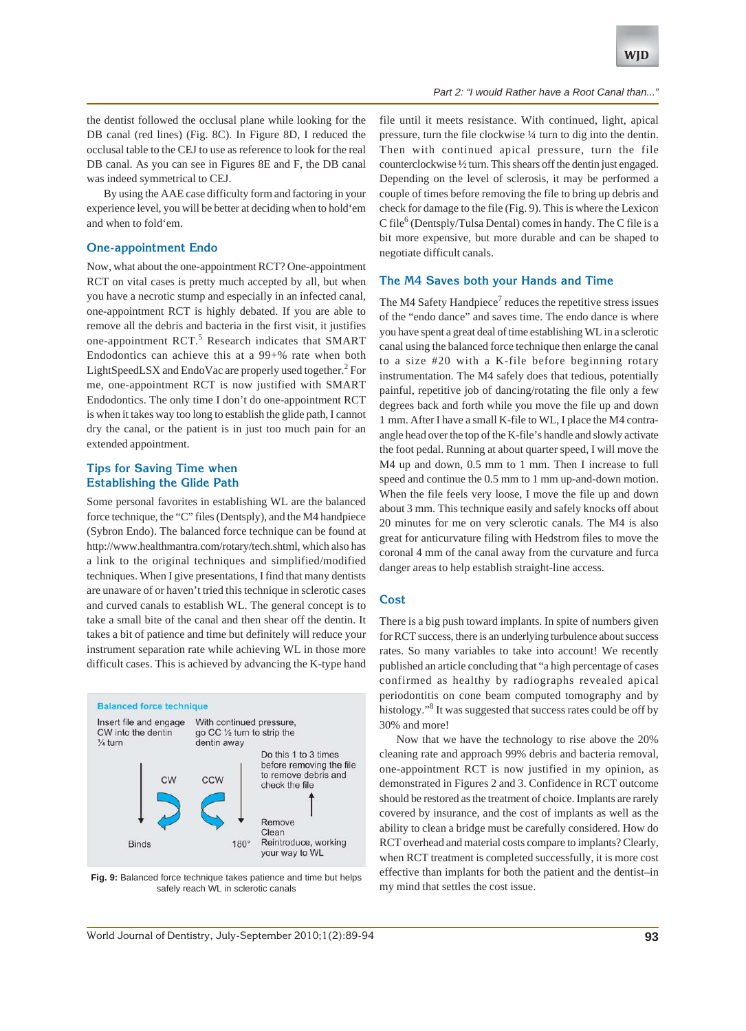the dentist followed the occlusal plane while looking for the DB canal (red lines) (Fig. 8C). In Figure 8D, I reduced the occlusal table to the CEJ to use as reference to look for the real DB canal. As you can see in Figures 8E and F, the DB canal was indeed symmetrical to CEJ.

By using the AAE case difficulty form and factoring in your experience level, you will be better at deciding when to hold'em and when to fold'em.

## One-appointment Endo

Now, what about the one-appointment RCT? One-appointment RCT on vital cases is pretty much accepted by all, but when you have a necrotic stump and especially in an infected canal, one-appointment RCT is highly debated. If you are able to remove all the debris and bacteria in the first visit, it justifies one-appointment RCT.[5] Research indicates that SMART Endodontics can achieve this at a 99+% rate when both LightSpeedLSX and EndoVac are properly used together.[2] For me, one-appointment RCT is now justified with SMART Endodontics. The only time I don't do one-appointment RCT is when it takes way too long to establish the glide path, I cannot dry the canal, or the patient is in just too much pain for an extended appointment.

## Tips for Saving Time when Establishing the Glide Path

Some personal favorites in establishing WL are the balanced force technique, the "C" files (Dentsply), and the M4 handpiece (Sybron Endo). The balanced force technique can be found at http://www.healthmantra.com/rotary/tech.shtml, which also has a link to the original techniques and simplified/modified techniques. When I give presentations, I find that many dentists are unaware of or haven't tried this technique in sclerotic cases and curved canals to establish WL. The general concept is to take a small bite of the canal and then shear off the dentin. It takes a bit of patience and time but definitely will reduce your instrument separation rate while achieving WL in those more difficult cases. This is achieved by advancing the K-type hand file until it meets resistance. With continued, light, apical pressure, turn the file clockwise ¼ turn to dig into the dentin. Then with continued apical pressure, turn the file counterclockwise ½ turn. This shears off the dentin just engaged. Depending on the level of sclerosis, it may be performed a couple of times before removing the file to bring up debris and check for damage to the file (Fig. 9). This is where the Lexicon C file[6] (Dentsply/Tulsa Dental) comes in handy. The C file is a bit more expensive, but more durable and can be shaped to negotiate difficult canals.

**Balanced force technique**

Insert file and engage CW into the dentin ¼ turn — With continued pressure, go CC ½ turn to strip the dentin away — Do this 1 to 3 times before removing the file to remove debris and check the file — Remove, Clean, Reintroduce, working your way to WL

CW — CCW — Binds — 180°

**Fig. 9:** Balanced force technique takes patience and time but helps safely reach WL in sclerotic canals

## The M4 Saves both your Hands and Time

The M4 Safety Handpiece[7] reduces the repetitive stress issues of the "endo dance" and saves time. The endo dance is where you have spent a great deal of time establishing WL in a sclerotic canal using the balanced force technique then enlarge the canal to a size #20 with a K-file before beginning rotary instrumentation. The M4 safely does that tedious, potentially painful, repetitive job of dancing/rotating the file only a few degrees back and forth while you move the file up and down 1 mm. After I have a small K-file to WL, I place the M4 contra-angle head over the top of the K-file's handle and slowly activate the foot pedal. Running at about quarter speed, I will move the M4 up and down, 0.5 mm to 1 mm. Then I increase to full speed and continue the 0.5 mm to 1 mm up-and-down motion. When the file feels very loose, I move the file up and down about 3 mm. This technique easily and safely knocks off about 20 minutes for me on very sclerotic canals. The M4 is also great for anticurvature filing with Hedstrom files to move the coronal 4 mm of the canal away from the curvature and furca danger areas to help establish straight-line access.

## Cost

There is a big push toward implants. In spite of numbers given for RCT success, there is an underlying turbulence about success rates. So many variables to take into account! We recently published an article concluding that "a high percentage of cases confirmed as healthy by radiographs revealed apical periodontitis on cone beam computed tomography and by histology."[8] It was suggested that success rates could be off by 30% and more!

Now that we have the technology to rise above the 20% cleaning rate and approach 99% debris and bacteria removal, one-appointment RCT is now justified in my opinion, as demonstrated in Figures 2 and 3. Confidence in RCT outcome should be restored as the treatment of choice. Implants are rarely covered by insurance, and the cost of implants as well as the ability to clean a bridge must be carefully considered. How do RCT overhead and material costs compare to implants? Clearly, when RCT treatment is completed successfully, it is more cost effective than implants for both the patient and the dentist–in my mind that settles the cost issue.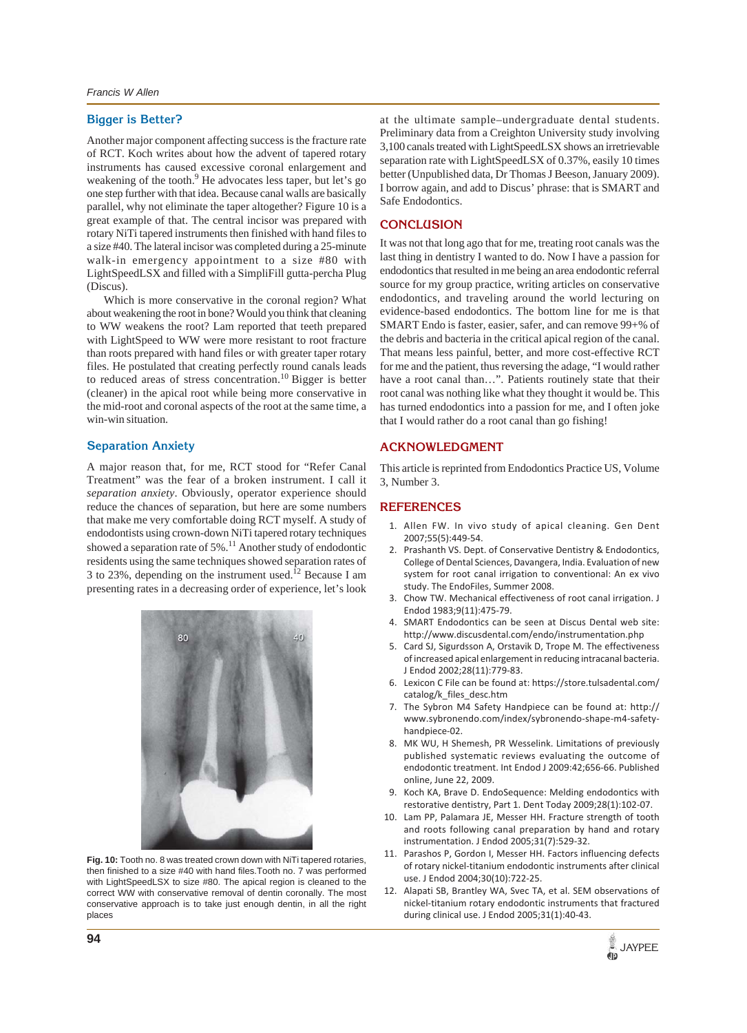## Bigger is Better?

Another major component affecting success is the fracture rate of RCT. Koch writes about how the advent of tapered rotary instruments has caused excessive coronal enlargement and weakening of the tooth.[9] He advocates less taper, but let's go one step further with that idea. Because canal walls are basically parallel, why not eliminate the taper altogether? Figure 10 is a great example of that. The central incisor was prepared with rotary NiTi tapered instruments then finished with hand files to a size #40. The lateral incisor was completed during a 25-minute walk-in emergency appointment to a size #80 with LightSpeedLSX and filled with a SimpliFill gutta-percha Plug (Discus).

Which is more conservative in the coronal region? What about weakening the root in bone? Would you think that cleaning to WW weakens the root? Lam reported that teeth prepared with LightSpeed to WW were more resistant to root fracture than roots prepared with hand files or with greater taper rotary files. He postulated that creating perfectly round canals leads to reduced areas of stress concentration.[10] Bigger is better (cleaner) in the apical root while being more conservative in the mid-root and coronal aspects of the root at the same time, a win-win situation.

## Separation Anxiety

A major reason that, for me, RCT stood for "Refer Canal Treatment" was the fear of a broken instrument. I call it *separation anxiety*. Obviously, operator experience should reduce the chances of separation, but here are some numbers that make me very comfortable doing RCT myself. A study of endodontists using crown-down NiTi tapered rotary techniques showed a separation rate of 5%.[11] Another study of endodontic residents using the same techniques showed separation rates of 3 to 23%, depending on the instrument used.[12] Because I am presenting rates in a decreasing order of experience, let's look at the ultimate sample–undergraduate dental students. Preliminary data from a Creighton University study involving 3,100 canals treated with LightSpeedLSX shows an irretrievable separation rate with LightSpeedLSX of 0.37%, easily 10 times better (Unpublished data, Dr Thomas J Beeson, January 2009). I borrow again, and add to Discus' phrase: that is SMART and Safe Endodontics.

80

40

**Fig. 10:** Tooth no. 8 was treated crown down with NiTi tapered rotaries, then finished to a size #40 with hand files.Tooth no. 7 was performed with LightSpeedLSX to size #80. The apical region is cleaned to the correct WW with conservative removal of dentin coronally. The most conservative approach is to take just enough dentin, in all the right places

## CONCLUSION

It was not that long ago that for me, treating root canals was the last thing in dentistry I wanted to do. Now I have a passion for endodontics that resulted in me being an area endodontic referral source for my group practice, writing articles on conservative endodontics, and traveling around the world lecturing on evidence-based endodontics. The bottom line for me is that SMART Endo is faster, easier, safer, and can remove 99+% of the debris and bacteria in the critical apical region of the canal. That means less painful, better, and more cost-effective RCT for me and the patient, thus reversing the adage, "I would rather have a root canal than…". Patients routinely state that their root canal was nothing like what they thought it would be. This has turned endodontics into a passion for me, and I often joke that I would rather do a root canal than go fishing!

## ACKNOWLEDGMENT

This article is reprinted from Endodontics Practice US, Volume 3, Number 3.

## REFERENCES

1. Allen FW. In vivo study of apical cleaning. Gen Dent 2007;55(5):449-54.
2. Prashanth VS. Dept. of Conservative Dentistry & Endodontics, College of Dental Sciences, Davangera, India. Evaluation of new system for root canal irrigation to conventional: An ex vivo study. The EndoFiles, Summer 2008.
3. Chow TW. Mechanical effectiveness of root canal irrigation. J Endod 1983;9(11):475-79.
4. SMART Endodontics can be seen at Discus Dental web site: http://www.discusdental.com/endo/instrumentation.php
5. Card SJ, Sigurdsson A, Orstavik D, Trope M. The effectiveness of increased apical enlargement in reducing intracanal bacteria. J Endod 2002;28(11):779-83.
6. Lexicon C File can be found at: https://store.tulsadental.com/catalog/k_files_desc.htm
7. The Sybron M4 Safety Handpiece can be found at: http://www.sybronendo.com/index/sybronendo-shape-m4-safety-handpiece-02.
8. MK WU, H Shemesh, PR Wesselink. Limitations of previously published systematic reviews evaluating the outcome of endodontic treatment. Int Endod J 2009:42;656-66. Published online, June 22, 2009.
9. Koch KA, Brave D. EndoSequence: Melding endodontics with restorative dentistry, Part 1. Dent Today 2009;28(1):102-07.
10. Lam PP, Palamara JE, Messer HH. Fracture strength of tooth and roots following canal preparation by hand and rotary instrumentation. J Endod 2005;31(7):529-32.
11. Parashos P, Gordon I, Messer HH. Factors influencing defects of rotary nickel-titanium endodontic instruments after clinical use. J Endod 2004;30(10):722-25.
12. Alapati SB, Brantley WA, Svec TA, et al. SEM observations of nickel-titanium rotary endodontic instruments that fractured during clinical use. J Endod 2005;31(1):40-43.